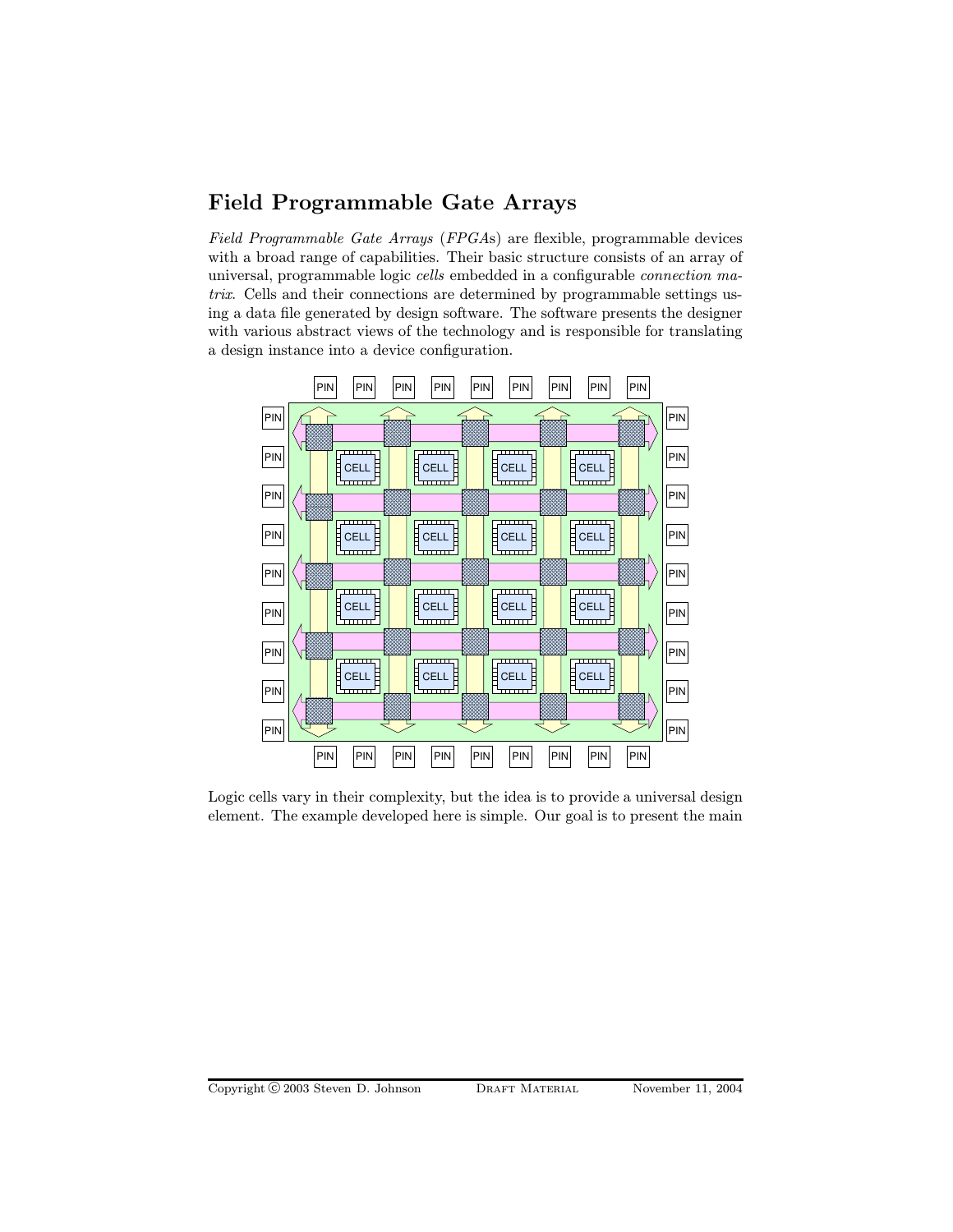## Field Programmable Gate Arrays

*Field Programmable Gate Arrays* (*FPGA*s) are flexible, programmable devices with a broad range of capabilities. Their basic structure consists of an array of universal, programmable logic *cells* embedded in a configurable *connection matrix*. Cells and their connections are determined by programmable settings using a data file generated by design software. The software presents the designer with various abstract views of the technology and is responsible for translating a design instance into a device configuration.

Logic cells vary in their complexity, but the idea is to provide a universal design element. The example developed here is simple. Our goal is to present the main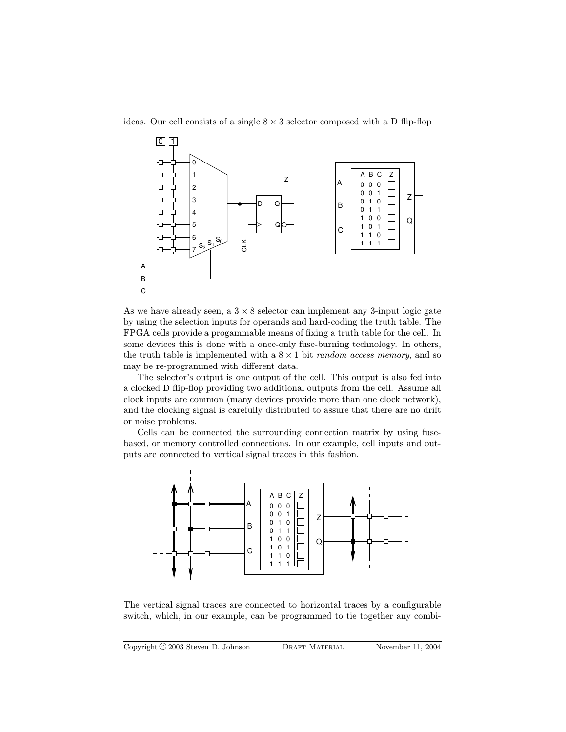ideas. Our cell consists of a single $8 \times 3$ selector composed with a D flip-flop

As we have already seen, a $3 \times 8$ selector can implement any 3-input logic gate by using the selection inputs for operands and hard-coding the truth table. The FPGA cells provide a progammable means of fixing a truth table for the cell. In some devices this is done with a once-only fuse-burning technology. In others, the truth table is implemented with a $8 \times 1$ bit *random access memory*, and so may be re-programmed with different data.

The selector's output is one output of the cell. This output is also fed into a clocked D flip-flop providing two additional outputs from the cell. Assume all clock inputs are common (many devices provide more than one clock network), and the clocking signal is carefully distributed to assure that there are no drift or noise problems.

Cells can be connected the surrounding connection matrix by using fuse-based, or memory controlled connections. In our example, cell inputs and outputs are connected to vertical signal traces in this fashion.

The vertical signal traces are connected to horizontal traces by a configurable switch, which, in our example, can be programmed to tie together any combi-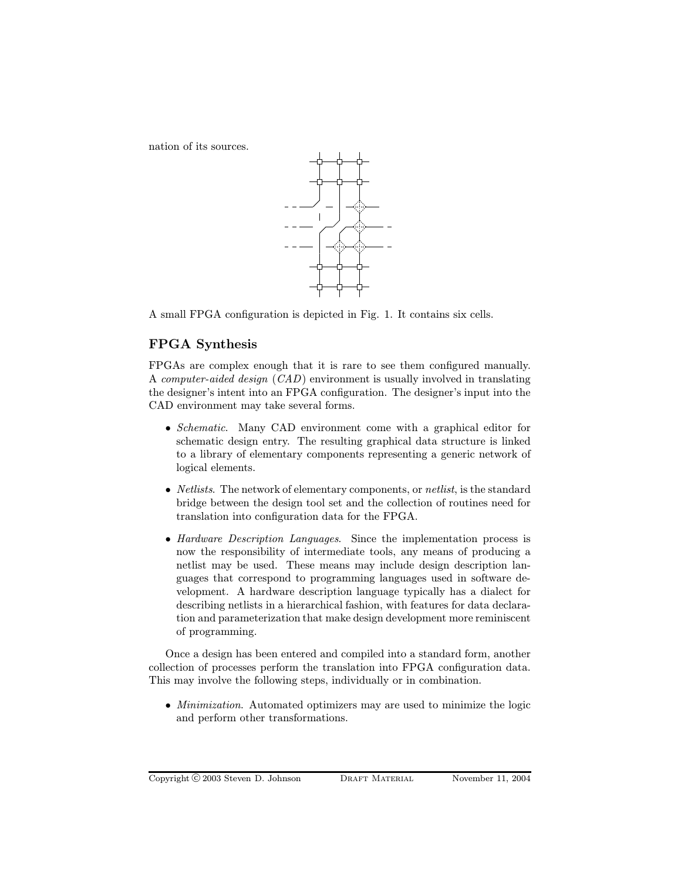nation of its sources.

A small FPGA configuration is depicted in Fig. 1. It contains six cells.

## FPGA Synthesis

FPGAs are complex enough that it is rare to see them configured manually. A *computer-aided design* (*CAD*) environment is usually involved in translating the designer's intent into an FPGA configuration. The designer's input into the CAD environment may take several forms.

- *Schematic*. Many CAD environment come with a graphical editor for schematic design entry. The resulting graphical data structure is linked to a library of elementary components representing a generic network of logical elements.

- *Netlists*. The network of elementary components, or *netlist*, is the standard bridge between the design tool set and the collection of routines need for translation into configuration data for the FPGA.

- *Hardware Description Languages*. Since the implementation process is now the responsibility of intermediate tools, any means of producing a netlist may be used. These means may include design description languages that correspond to programming languages used in software development. A hardware description language typically has a dialect for describing netlists in a hierarchical fashion, with features for data declaration and parameterization that make design development more reminiscent of programming.

Once a design has been entered and compiled into a standard form, another collection of processes perform the translation into FPGA configuration data. This may involve the following steps, individually or in combination.

- *Minimization*. Automated optimizers may are used to minimize the logic and perform other transformations.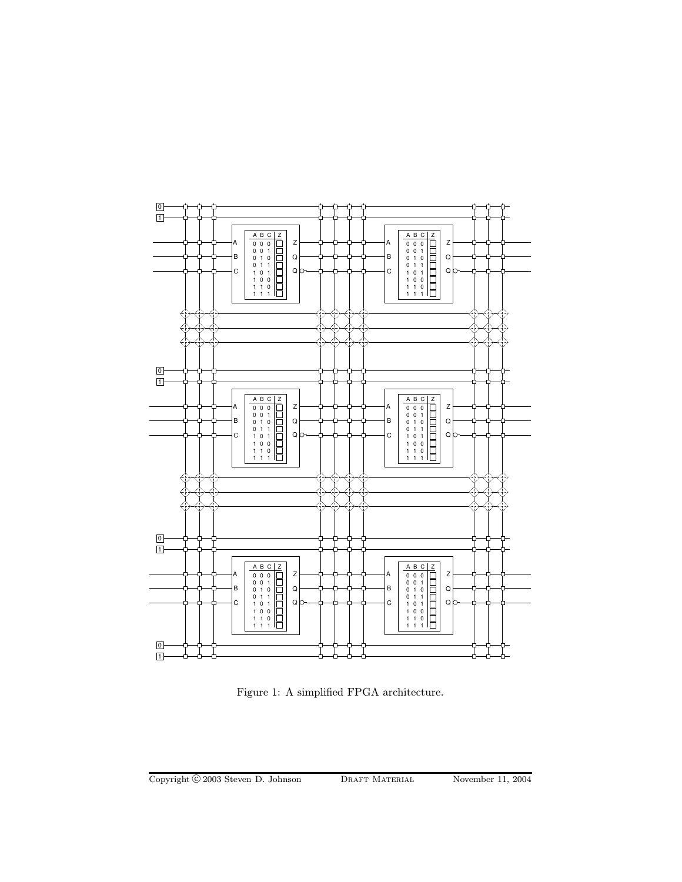Figure 1: A simplified FPGA architecture.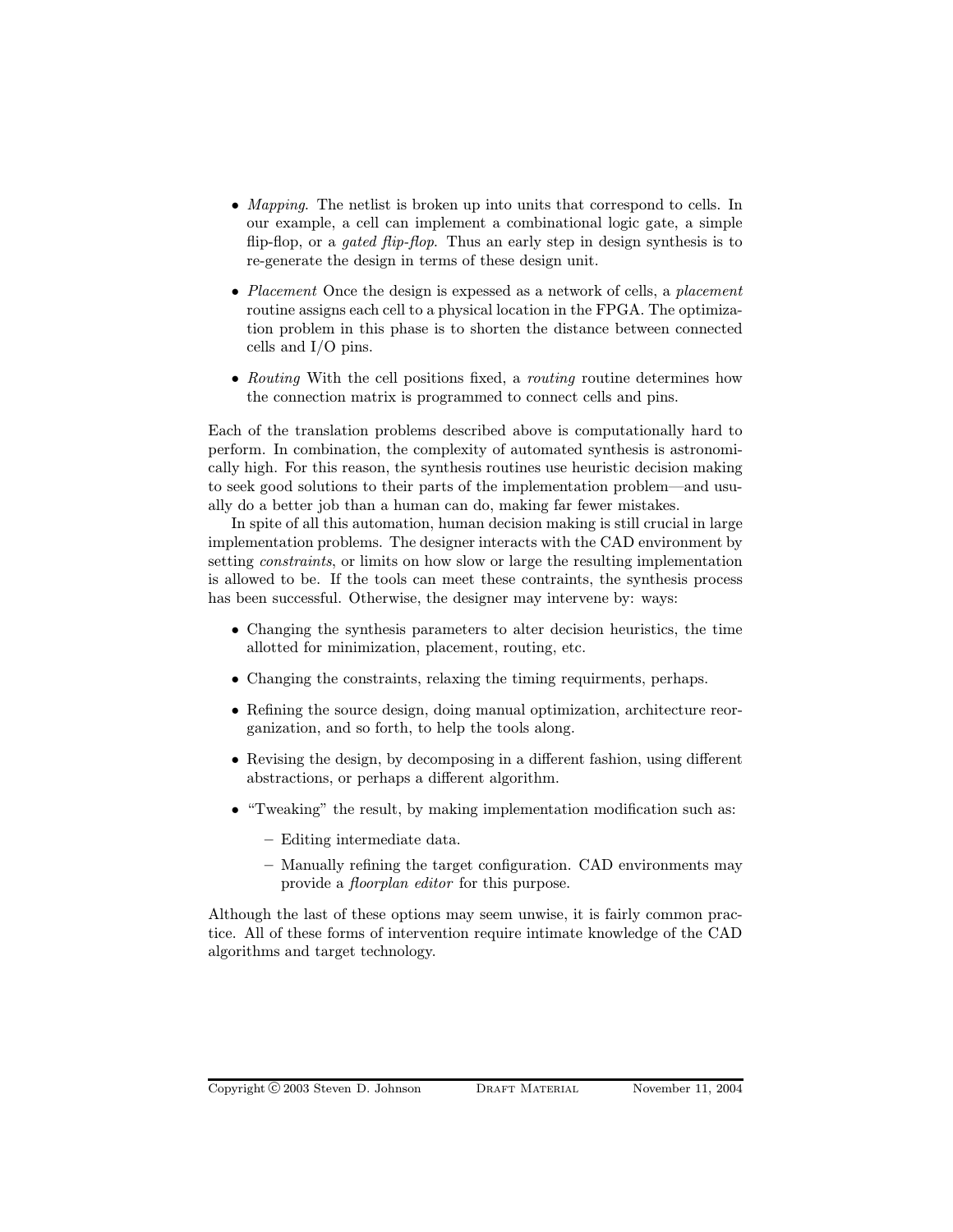- *Mapping*. The netlist is broken up into units that correspond to cells. In our example, a cell can implement a combinational logic gate, a simple flip-flop, or a *gated flip-flop*. Thus an early step in design synthesis is to re-generate the design in terms of these design unit.

- *Placement* Once the design is expessed as a network of cells, a *placement* routine assigns each cell to a physical location in the FPGA. The optimization problem in this phase is to shorten the distance between connected cells and I/O pins.

- *Routing* With the cell positions fixed, a *routing* routine determines how the connection matrix is programmed to connect cells and pins.

Each of the translation problems described above is computationally hard to perform. In combination, the complexity of automated synthesis is astronomically high. For this reason, the synthesis routines use heuristic decision making to seek good solutions to their parts of the implementation problem—and usually do a better job than a human can do, making far fewer mistakes.

In spite of all this automation, human decision making is still crucial in large implementation problems. The designer interacts with the CAD environment by setting *constraints*, or limits on how slow or large the resulting implementation is allowed to be. If the tools can meet these contraints, the synthesis process has been successful. Otherwise, the designer may intervene by: ways:

- Changing the synthesis parameters to alter decision heuristics, the time allotted for minimization, placement, routing, etc.

- Changing the constraints, relaxing the timing requirments, perhaps.

- Refining the source design, doing manual optimization, architecture reorganization, and so forth, to help the tools along.

- Revising the design, by decomposing in a different fashion, using different abstractions, or perhaps a different algorithm.

- "Tweaking" the result, by making implementation modification such as:
  - Editing intermediate data.
  - Manually refining the target configuration. CAD environments may provide a *floorplan editor* for this purpose.

Although the last of these options may seem unwise, it is fairly common practice. All of these forms of intervention require intimate knowledge of the CAD algorithms and target technology.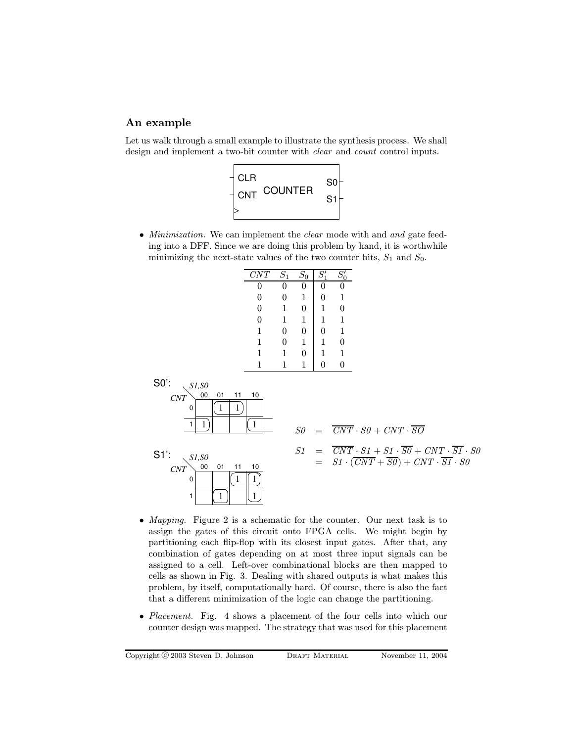## An example

Let us walk through a small example to illustrate the synthesis process. We shall design and implement a two-bit counter with *clear* and *count* control inputs.

COUNTER: inputs CLR, CNT, clock; outputs S0, S1

- *Minimization.* We can implement the *clear* mode with and *and* gate feeding into a DFF. Since we are doing this problem by hand, it is worthwhile minimizing the next-state values of the two counter bits, $S_1$ and $S_0$.

| $CNT$ | $S_1$ | $S_0$ | $S_1'$ | $S_0'$ |
|---|---|---|---|---|
| 0 | 0 | 0 | 0 | 0 |
| 0 | 0 | 1 | 0 | 1 |
| 0 | 1 | 0 | 1 | 0 |
| 0 | 1 | 1 | 1 | 1 |
| 1 | 0 | 0 | 0 | 1 |
| 1 | 0 | 1 | 1 | 0 |
| 1 | 1 | 0 | 1 | 1 |
| 1 | 1 | 1 | 0 | 0 |

S0':

| CNT \ S1,S0 | 00 | 01 | 11 | 10 |
|---|---|---|---|---|
| 0 | | 1 | 1 | |
| 1 | 1 | | | 1 |

S1':

| CNT \ S1,S0 | 00 | 01 | 11 | 10 |
|---|---|---|---|---|
| 0 | | | 1 | 1 |
| 1 | | 1 | | 1 |

$$S0 = \overline{CNT} \cdot S0 + CNT \cdot \overline{SO}$$

$$\begin{aligned} S1 &= \overline{CNT} \cdot S1 + S1 \cdot \overline{S0} + CNT \cdot \overline{S1} \cdot S0 \\ &= S1 \cdot (\overline{CNT} + \overline{S0}) + CNT \cdot \overline{S1} \cdot S0 \end{aligned}$$

- *Mapping.* Figure 2 is a schematic for the counter. Our next task is to assign the gates of this circuit onto FPGA cells. We might begin by partitioning each flip-flop with its closest input gates. After that, any combination of gates depending on at most three input signals can be assigned to a cell. Left-over combinational blocks are then mapped to cells as shown in Fig. 3. Dealing with shared outputs is what makes this problem, by itself, computationally hard. Of course, there is also the fact that a different minimization of the logic can change the partitioning.

- *Placement.* Fig. 4 shows a placement of the four cells into which our counter design was mapped. The strategy that was used for this placement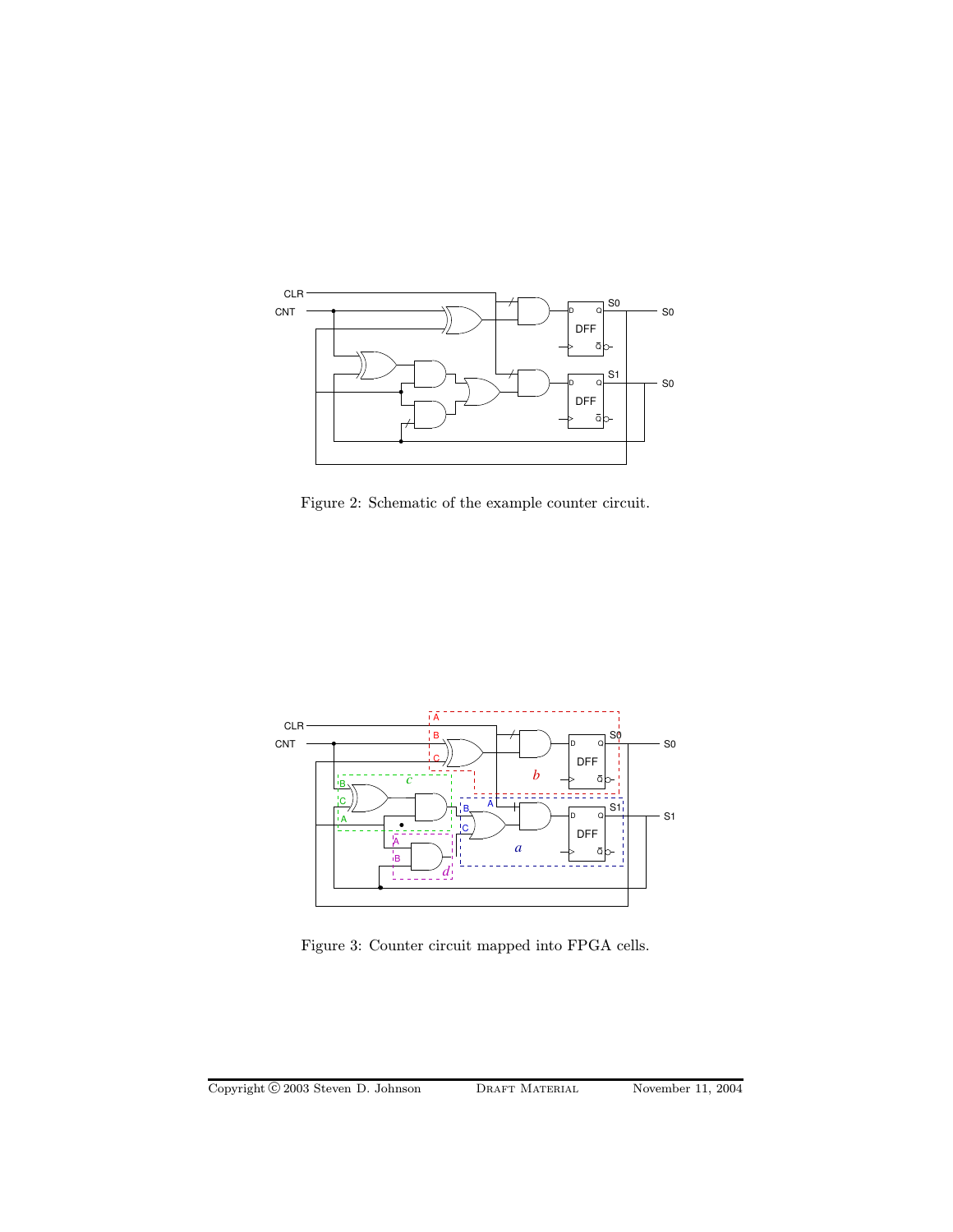Figure 2: Schematic of the example counter circuit.

Figure 3: Counter circuit mapped into FPGA cells.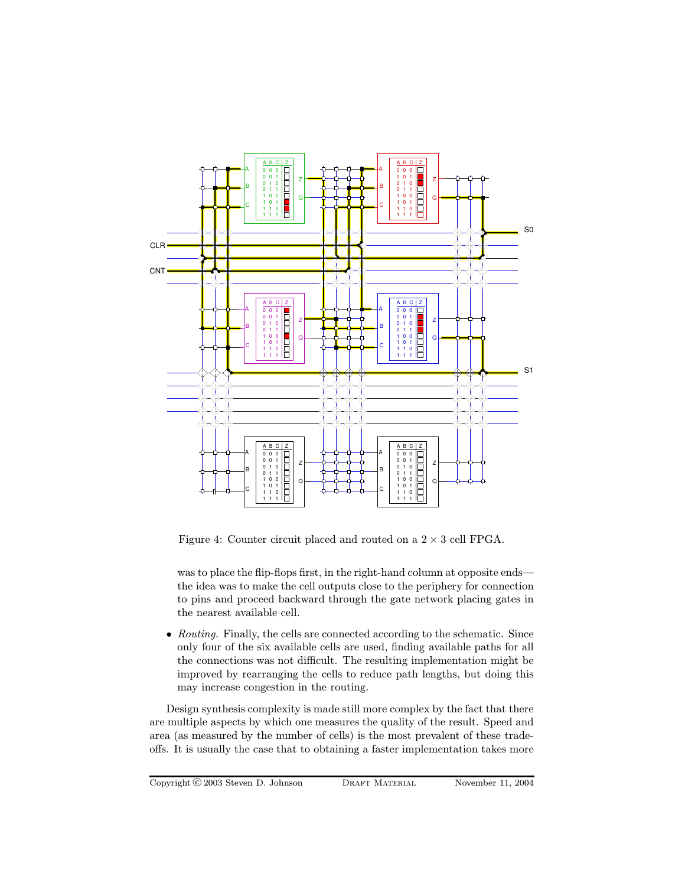Figure 4: Counter circuit placed and routed on a $2 \times 3$ cell FPGA.

was to place the flip-flops first, in the right-hand column at opposite ends—the idea was to make the cell outputs close to the periphery for connection to pins and proceed backward through the gate network placing gates in the nearest available cell.

- *Routing.* Finally, the cells are connected according to the schematic. Since only four of the six available cells are used, finding available paths for all the connections was not difficult. The resulting implementation might be improved by rearranging the cells to reduce path lengths, but doing this may increase congestion in the routing.

Design synthesis complexity is made still more complex by the fact that there are multiple aspects by which one measures the quality of the result. Speed and area (as measured by the number of cells) is the most prevalent of these trade-offs. It is usually the case that to obtaining a faster implementation takes more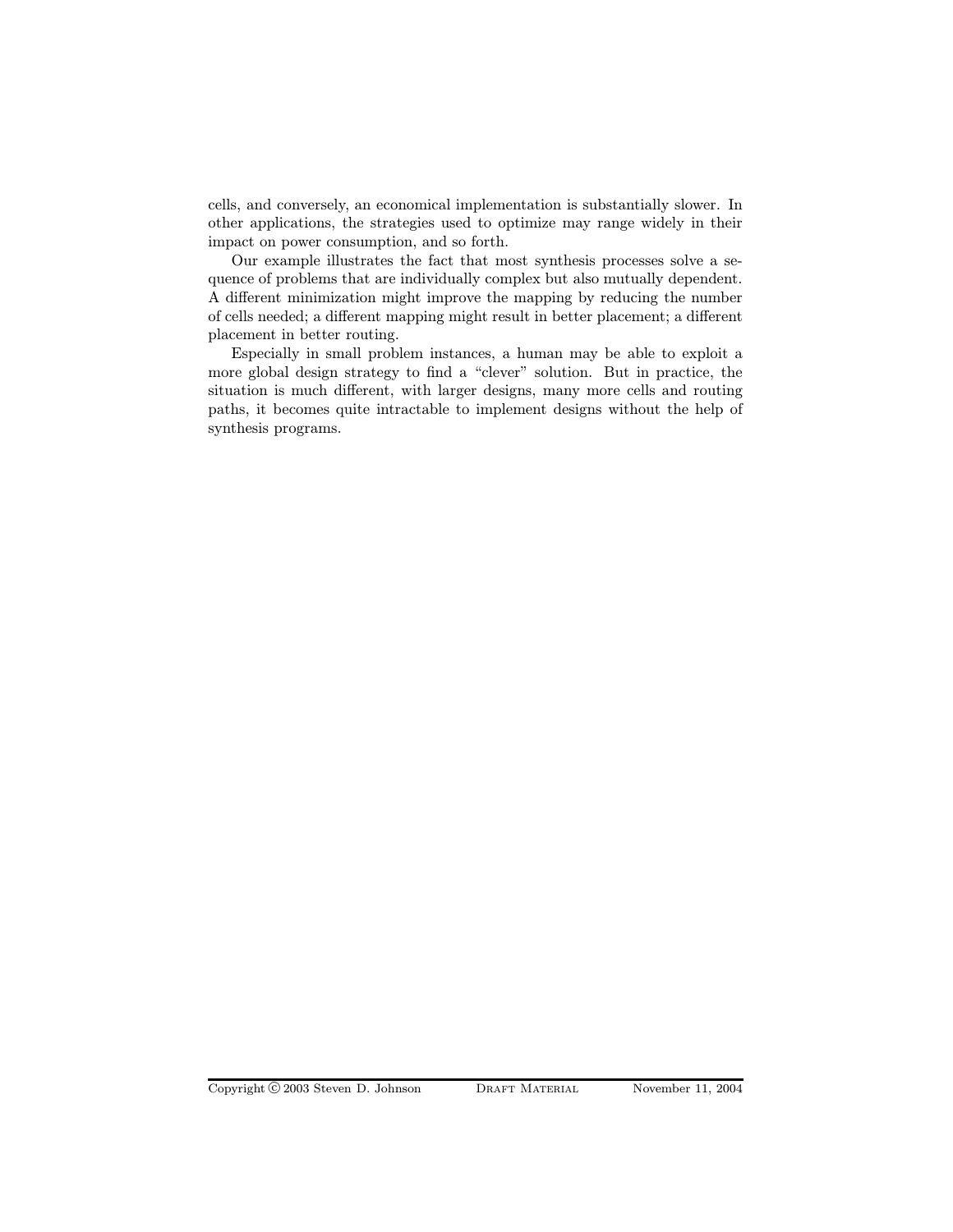cells, and conversely, an economical implementation is substantially slower. In other applications, the strategies used to optimize may range widely in their impact on power consumption, and so forth.

Our example illustrates the fact that most synthesis processes solve a sequence of problems that are individually complex but also mutually dependent. A different minimization might improve the mapping by reducing the number of cells needed; a different mapping might result in better placement; a different placement in better routing.

Especially in small problem instances, a human may be able to exploit a more global design strategy to find a "clever" solution. But in practice, the situation is much different, with larger designs, many more cells and routing paths, it becomes quite intractable to implement designs without the help of synthesis programs.